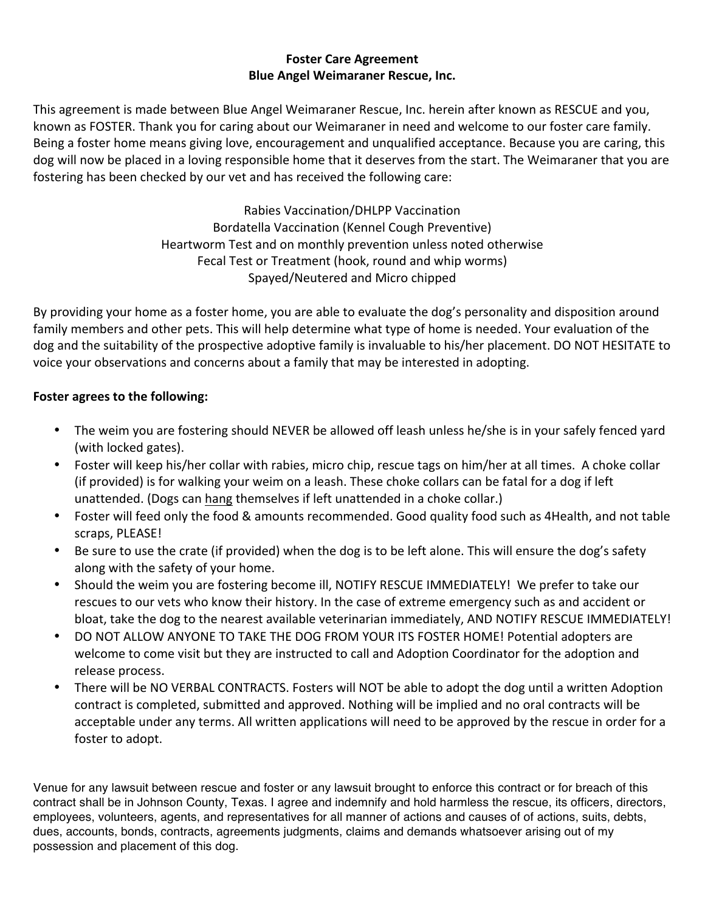**Foster Care Agreement**
**Blue Angel Weimaraner Rescue, Inc.**

This agreement is made between Blue Angel Weimaraner Rescue, Inc. herein after known as RESCUE and you, known as FOSTER. Thank you for caring about our Weimaraner in need and welcome to our foster care family. Being a foster home means giving love, encouragement and unqualified acceptance. Because you are caring, this dog will now be placed in a loving responsible home that it deserves from the start. The Weimaraner that you are fostering has been checked by our vet and has received the following care:

Rabies Vaccination/DHLPP Vaccination
Bordatella Vaccination (Kennel Cough Preventive)
Heartworm Test and on monthly prevention unless noted otherwise
Fecal Test or Treatment (hook, round and whip worms)
Spayed/Neutered and Micro chipped

By providing your home as a foster home, you are able to evaluate the dog's personality and disposition around family members and other pets. This will help determine what type of home is needed. Your evaluation of the dog and the suitability of the prospective adoptive family is invaluable to his/her placement. DO NOT HESITATE to voice your observations and concerns about a family that may be interested in adopting.

**Foster agrees to the following:**

- The weim you are fostering should NEVER be allowed off leash unless he/she is in your safely fenced yard (with locked gates).
- Foster will keep his/her collar with rabies, micro chip, rescue tags on him/her at all times. A choke collar (if provided) is for walking your weim on a leash. These choke collars can be fatal for a dog if left unattended. (Dogs can <u>hang</u> themselves if left unattended in a choke collar.)
- Foster will feed only the food & amounts recommended. Good quality food such as 4Health, and not table scraps, PLEASE!
- Be sure to use the crate (if provided) when the dog is to be left alone. This will ensure the dog's safety along with the safety of your home.
- Should the weim you are fostering become ill, NOTIFY RESCUE IMMEDIATELY! We prefer to take our rescues to our vets who know their history. In the case of extreme emergency such as and accident or bloat, take the dog to the nearest available veterinarian immediately, AND NOTIFY RESCUE IMMEDIATELY!
- DO NOT ALLOW ANYONE TO TAKE THE DOG FROM YOUR ITS FOSTER HOME! Potential adopters are welcome to come visit but they are instructed to call and Adoption Coordinator for the adoption and release process.
- There will be NO VERBAL CONTRACTS. Fosters will NOT be able to adopt the dog until a written Adoption contract is completed, submitted and approved. Nothing will be implied and no oral contracts will be acceptable under any terms. All written applications will need to be approved by the rescue in order for a foster to adopt.

Venue for any lawsuit between rescue and foster or any lawsuit brought to enforce this contract or for breach of this contract shall be in Johnson County, Texas. I agree and indemnify and hold harmless the rescue, its officers, directors, employees, volunteers, agents, and representatives for all manner of actions and causes of of actions, suits, debts, dues, accounts, bonds, contracts, agreements judgments, claims and demands whatsoever arising out of my possession and placement of this dog.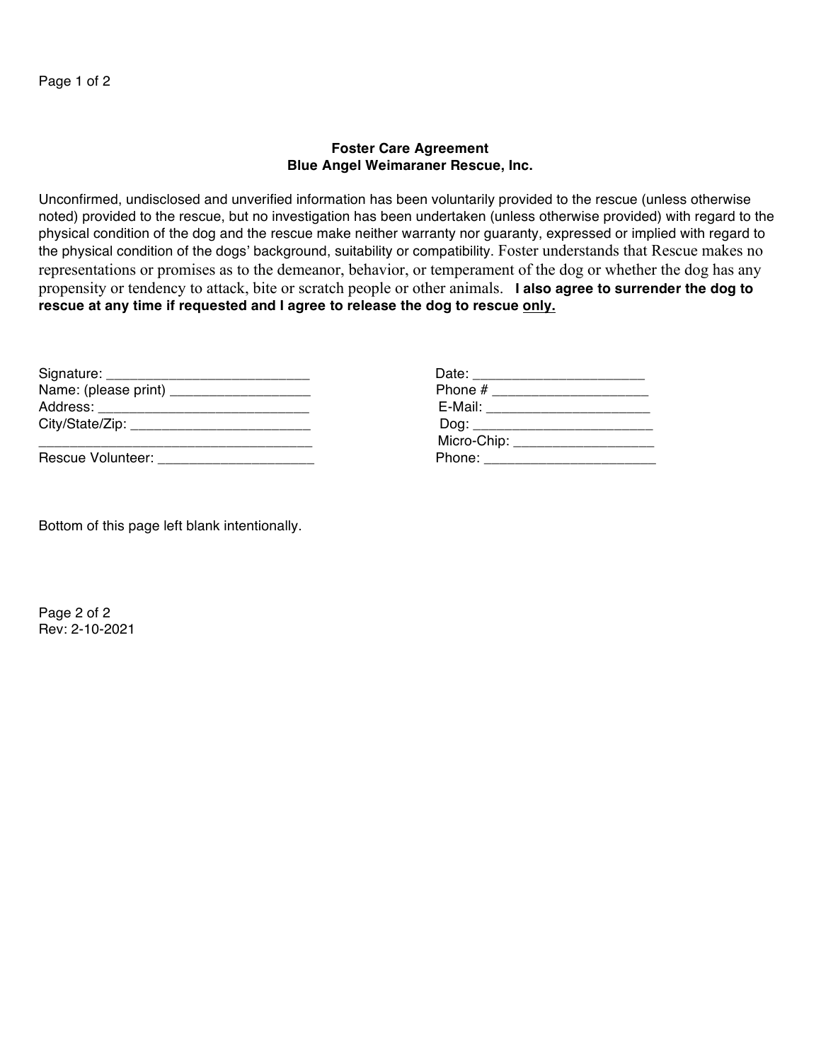**Foster Care Agreement**
**Blue Angel Weimaraner Rescue, Inc.**

Unconfirmed, undisclosed and unverified information has been voluntarily provided to the rescue (unless otherwise noted) provided to the rescue, but no investigation has been undertaken (unless otherwise provided) with regard to the physical condition of the dog and the rescue make neither warranty nor guaranty, expressed or implied with regard to the physical condition of the dogs' background, suitability or compatibility. Foster understands that Rescue makes no representations or promises as to the demeanor, behavior, or temperament of the dog or whether the dog has any propensity or tendency to attack, bite or scratch people or other animals. **I also agree to surrender the dog to rescue at any time if requested and I agree to release the dog to rescue <u>only.</u>**

Signature: ___________________________
Name: (please print) ___________________
Address: ____________________________
City/State/Zip: ________________________
____________________________________
Rescue Volunteer: _____________________

Date: _______________________
Phone # _____________________
E-Mail: ______________________
Dog: ________________________
Micro-Chip: ___________________
Phone: ______________________

Bottom of this page left blank intentionally.

Rev: 2-10-2021